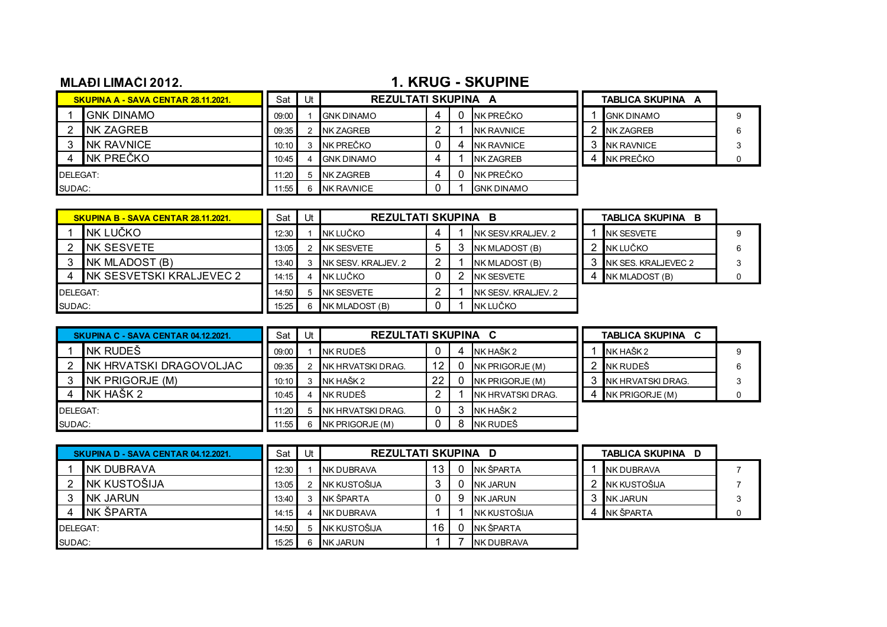**MLAĐI LIMAČI 2012.**

# 1. KRUG - SKUPINE

| SKUPINA A - SAVA CENTAR 28.11.2021. | |
|---|---|
| 1 | GNK DINAMO |
| 2 | NK ZAGREB |
| 3 | NK RAVNICE |
| 4 | NK PREČKO |
| DELEGAT: | |
| SUDAC: | |

| Sat | Ut | REZULTATI SKUPINA A | | | |
|---|---|---|---|---|---|
| 09:00 | 1 | GNK DINAMO | 4 | 0 | NK PREČKO |
| 09:35 | 2 | NK ZAGREB | 2 | 1 | NK RAVNICE |
| 10:10 | 3 | NK PREČKO | 0 | 4 | NK RAVNICE |
| 10:45 | 4 | GNK DINAMO | 4 | 1 | NK ZAGREB |
| 11:20 | 5 | NK ZAGREB | 4 | 0 | NK PREČKO |
| 11:55 | 6 | NK RAVNICE | 0 | 1 | GNK DINAMO |

| TABLICA SKUPINA A | | |
|---|---|---|
| 1 | GNK DINAMO | 9 |
| 2 | NK ZAGREB | 6 |
| 3 | NK RAVNICE | 3 |
| 4 | NK PREČKO | 0 |

| SKUPINA B - SAVA CENTAR 28.11.2021. | |
|---|---|
| 1 | NK LUČKO |
| 2 | NK SESVETE |
| 3 | NK MLADOST (B) |
| 4 | NK SESVETSKI KRALJEVEC 2 |
| DELEGAT: | |
| SUDAC: | |

| Sat | Ut | REZULTATI SKUPINA B | | | |
|---|---|---|---|---|---|
| 12:30 | 1 | NK LUČKO | 4 | 1 | NK SESV.KRALJEV. 2 |
| 13:05 | 2 | NK SESVETE | 5 | 3 | NK MLADOST (B) |
| 13:40 | 3 | NK SESV. KRALJEV. 2 | 2 | 1 | NK MLADOST (B) |
| 14:15 | 4 | NK LUČKO | 0 | 2 | NK SESVETE |
| 14:50 | 5 | NK SESVETE | 2 | 1 | NK SESV. KRALJEV. 2 |
| 15:25 | 6 | NK MLADOST (B) | 0 | 1 | NK LUČKO |

| TABLICA SKUPINA B | | |
|---|---|---|
| 1 | NK SESVETE | 9 |
| 2 | NK LUČKO | 6 |
| 3 | NK SES. KRALJEVEC 2 | 3 |
| 4 | NK MLADOST (B) | 0 |

| SKUPINA C - SAVA CENTAR 04.12.2021. | |
|---|---|
| 1 | NK RUDEŠ |
| 2 | NK HRVATSKI DRAGOVOLJAC |
| 3 | NK PRIGORJE (M) |
| 4 | NK HAŠK 2 |
| DELEGAT: | |
| SUDAC: | |

| Sat | Ut | REZULTATI SKUPINA C | | | |
|---|---|---|---|---|---|
| 09:00 | 1 | NK RUDEŠ | 0 | 4 | NK HAŠK 2 |
| 09:35 | 2 | NK HRVATSKI DRAG. | 12 | 0 | NK PRIGORJE (M) |
| 10:10 | 3 | NK HAŠK 2 | 22 | 0 | NK PRIGORJE (M) |
| 10:45 | 4 | NK RUDEŠ | 2 | 1 | NK HRVATSKI DRAG. |
| 11:20 | 5 | NK HRVATSKI DRAG. | 0 | 3 | NK HAŠK 2 |
| 11:55 | 6 | NK PRIGORJE (M) | 0 | 8 | NK RUDEŠ |

| TABLICA SKUPINA C | | |
|---|---|---|
| 1 | NK HAŠK 2 | 9 |
| 2 | NK RUDEŠ | 6 |
| 3 | NK HRVATSKI DRAG. | 3 |
| 4 | NK PRIGORJE (M) | 0 |

| SKUPINA D - SAVA CENTAR 04.12.2021. | |
|---|---|
| 1 | NK DUBRAVA |
| 2 | NK KUSTOŠIJA |
| 3 | NK JARUN |
| 4 | NK ŠPARTA |
| DELEGAT: | |
| SUDAC: | |

| Sat | Ut | REZULTATI SKUPINA D | | | |
|---|---|---|---|---|---|
| 12:30 | 1 | NK DUBRAVA | 13 | 0 | NK ŠPARTA |
| 13:05 | 2 | NK KUSTOŠIJA | 3 | 0 | NK JARUN |
| 13:40 | 3 | NK ŠPARTA | 0 | 9 | NK JARUN |
| 14:15 | 4 | NK DUBRAVA | 1 | 1 | NK KUSTOŠIJA |
| 14:50 | 5 | NK KUSTOŠIJA | 16 | 0 | NK ŠPARTA |
| 15:25 | 6 | NK JARUN | 1 | 7 | NK DUBRAVA |

| TABLICA SKUPINA D | | |
|---|---|---|
| 1 | NK DUBRAVA | 7 |
| 2 | NK KUSTOŠIJA | 7 |
| 3 | NK JARUN | 3 |
| 4 | NK ŠPARTA | 0 |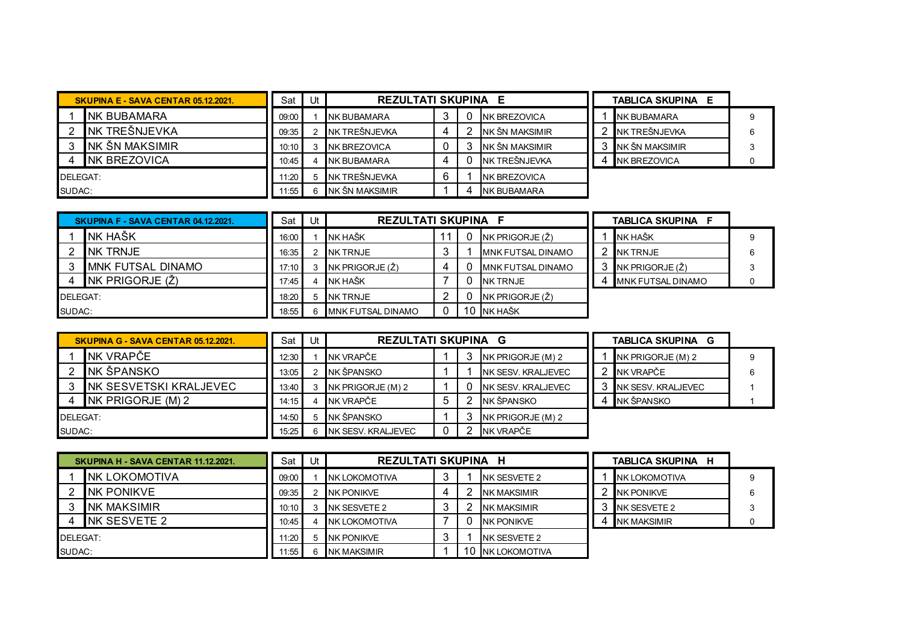| SKUPINA E - SAVA CENTAR 05.12.2021. | |
|---|---|
| 1 | NK BUBAMARA |
| 2 | NK TREŠNJEVKA |
| 3 | NK ŠN MAKSIMIR |
| 4 | NK BREZOVICA |
| DELEGAT: | |
| SUDAC: | |

| Sat | Ut | REZULTATI SKUPINA E | | | |
|---|---|---|---|---|---|
| 09:00 | 1 | NK BUBAMARA | 3 | 0 | NK BREZOVICA |
| 09:35 | 2 | NK TREŠNJEVKA | 4 | 2 | NK ŠN MAKSIMIR |
| 10:10 | 3 | NK BREZOVICA | 0 | 3 | NK ŠN MAKSIMIR |
| 10:45 | 4 | NK BUBAMARA | 4 | 0 | NK TREŠNJEVKA |
| 11:20 | 5 | NK TREŠNJEVKA | 6 | 1 | NK BREZOVICA |
| 11:55 | 6 | NK ŠN MAKSIMIR | 1 | 4 | NK BUBAMARA |

| TABLICA SKUPINA E | | |
|---|---|---|
| 1 | NK BUBAMARA | 9 |
| 2 | NK TREŠNJEVKA | 6 |
| 3 | NK ŠN MAKSIMIR | 3 |
| 4 | NK BREZOVICA | 0 |

| SKUPINA F - SAVA CENTAR 04.12.2021. | |
|---|---|
| 1 | NK HAŠK |
| 2 | NK TRNJE |
| 3 | MNK FUTSAL DINAMO |
| 4 | NK PRIGORJE (Ž) |
| DELEGAT: | |
| SUDAC: | |

| Sat | Ut | REZULTATI SKUPINA F | | | |
|---|---|---|---|---|---|
| 16:00 | 1 | NK HAŠK | 11 | 0 | NK PRIGORJE (Ž) |
| 16:35 | 2 | NK TRNJE | 3 | 1 | MNK FUTSAL DINAMO |
| 17:10 | 3 | NK PRIGORJE (Ž) | 4 | 0 | MNK FUTSAL DINAMO |
| 17:45 | 4 | NK HAŠK | 7 | 0 | NK TRNJE |
| 18:20 | 5 | NK TRNJE | 2 | 0 | NK PRIGORJE (Ž) |
| 18:55 | 6 | MNK FUTSAL DINAMO | 0 | 10 | NK HAŠK |

| TABLICA SKUPINA F | | |
|---|---|---|
| 1 | NK HAŠK | 9 |
| 2 | NK TRNJE | 6 |
| 3 | NK PRIGORJE (Ž) | 3 |
| 4 | MNK FUTSAL DINAMO | 0 |

| SKUPINA G - SAVA CENTAR 05.12.2021. | |
|---|---|
| 1 | NK VRAPČE |
| 2 | NK ŠPANSKO |
| 3 | NK SESVETSKI KRALJEVEC |
| 4 | NK PRIGORJE (M) 2 |
| DELEGAT: | |
| SUDAC: | |

| Sat | Ut | REZULTATI SKUPINA G | | | |
|---|---|---|---|---|---|
| 12:30 | 1 | NK VRAPČE | 1 | 3 | NK PRIGORJE (M) 2 |
| 13:05 | 2 | NK ŠPANSKO | 1 | 1 | NK SESV. KRALJEVEC |
| 13:40 | 3 | NK PRIGORJE (M) 2 | 1 | 0 | NK SESV. KRALJEVEC |
| 14:15 | 4 | NK VRAPČE | 5 | 2 | NK ŠPANSKO |
| 14:50 | 5 | NK ŠPANSKO | 1 | 3 | NK PRIGORJE (M) 2 |
| 15:25 | 6 | NK SESV. KRALJEVEC | 0 | 2 | NK VRAPČE |

| TABLICA SKUPINA G | | |
|---|---|---|
| 1 | NK PRIGORJE (M) 2 | 9 |
| 2 | NK VRAPČE | 6 |
| 3 | NK SESV. KRALJEVEC | 1 |
| 4 | NK ŠPANSKO | 1 |

| SKUPINA H - SAVA CENTAR 11.12.2021. | |
|---|---|
| 1 | NK LOKOMOTIVA |
| 2 | NK PONIKVE |
| 3 | NK MAKSIMIR |
| 4 | NK SESVETE 2 |
| DELEGAT: | |
| SUDAC: | |

| Sat | Ut | REZULTATI SKUPINA H | | | |
|---|---|---|---|---|---|
| 09:00 | 1 | NK LOKOMOTIVA | 3 | 1 | NK SESVETE 2 |
| 09:35 | 2 | NK PONIKVE | 4 | 2 | NK MAKSIMIR |
| 10:10 | 3 | NK SESVETE 2 | 3 | 2 | NK MAKSIMIR |
| 10:45 | 4 | NK LOKOMOTIVA | 7 | 0 | NK PONIKVE |
| 11:20 | 5 | NK PONIKVE | 3 | 1 | NK SESVETE 2 |
| 11:55 | 6 | NK MAKSIMIR | 1 | 10 | NK LOKOMOTIVA |

| TABLICA SKUPINA H | | |
|---|---|---|
| 1 | NK LOKOMOTIVA | 9 |
| 2 | NK PONIKVE | 6 |
| 3 | NK SESVETE 2 | 3 |
| 4 | NK MAKSIMIR | 0 |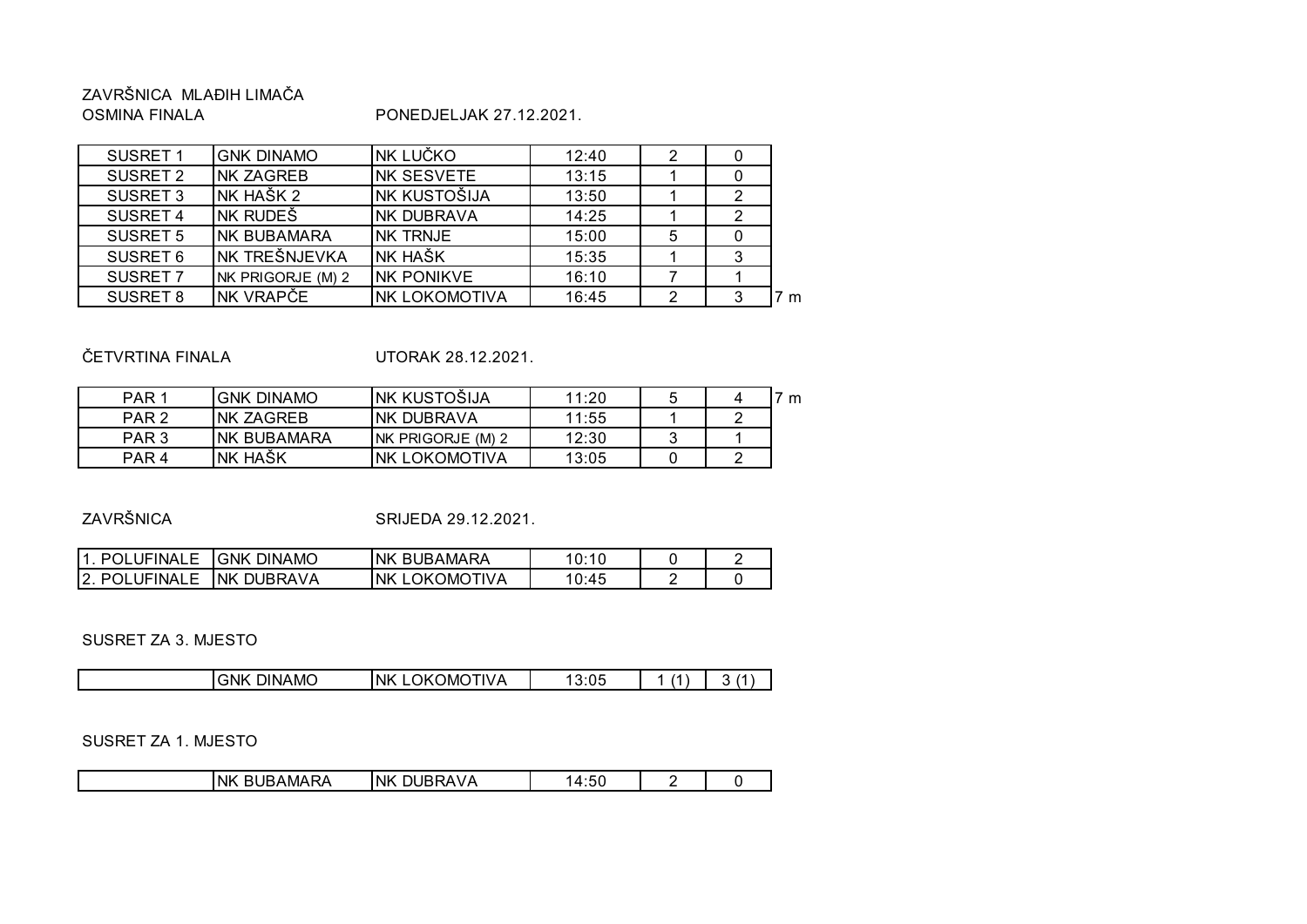ZAVRŠNICA MLAĐIH LIMAČA

OSMINA FINALA PONEDJELJAK 27.12.2021.

| | | | | | | |
|---|---|---|---|---|---|---|
| SUSRET 1 | GNK DINAMO | NK LUČKO | 12:40 | 2 | 0 | |
| SUSRET 2 | NK ZAGREB | NK SESVETE | 13:15 | 1 | 0 | |
| SUSRET 3 | NK HAŠK 2 | NK KUSTOŠIJA | 13:50 | 1 | 2 | |
| SUSRET 4 | NK RUDEŠ | NK DUBRAVA | 14:25 | 1 | 2 | |
| SUSRET 5 | NK BUBAMARA | NK TRNJE | 15:00 | 5 | 0 | |
| SUSRET 6 | NK TREŠNJEVKA | NK HAŠK | 15:35 | 1 | 3 | |
| SUSRET 7 | NK PRIGORJE (M) 2 | NK PONIKVE | 16:10 | 7 | 1 | |
| SUSRET 8 | NK VRAPČE | NK LOKOMOTIVA | 16:45 | 2 | 3 | 7 m |

ČETVRTINA FINALA UTORAK 28.12.2021.

| | | | | | | |
|---|---|---|---|---|---|---|
| PAR 1 | GNK DINAMO | NK KUSTOŠIJA | 11:20 | 5 | 4 | 7 m |
| PAR 2 | NK ZAGREB | NK DUBRAVA | 11:55 | 1 | 2 | |
| PAR 3 | NK BUBAMARA | NK PRIGORJE (M) 2 | 12:30 | 3 | 1 | |
| PAR 4 | NK HAŠK | NK LOKOMOTIVA | 13:05 | 0 | 2 | |

ZAVRŠNICA SRIJEDA 29.12.2021.

| | | | | | |
|---|---|---|---|---|---|
| 1. POLUFINALE | GNK DINAMO | NK BUBAMARA | 10:10 | 0 | 2 |
| 2. POLUFINALE | NK DUBRAVA | NK LOKOMOTIVA | 10:45 | 2 | 0 |

SUSRET ZA 3. MJESTO

| | | | | | |
|---|---|---|---|---|---|
| | GNK DINAMO | NK LOKOMOTIVA | 13:05 | 1 (1) | 3 (1) |

SUSRET ZA 1. MJESTO

| | | | | | |
|---|---|---|---|---|---|
| | NK BUBAMARA | NK DUBRAVA | 14:50 | 2 | 0 |